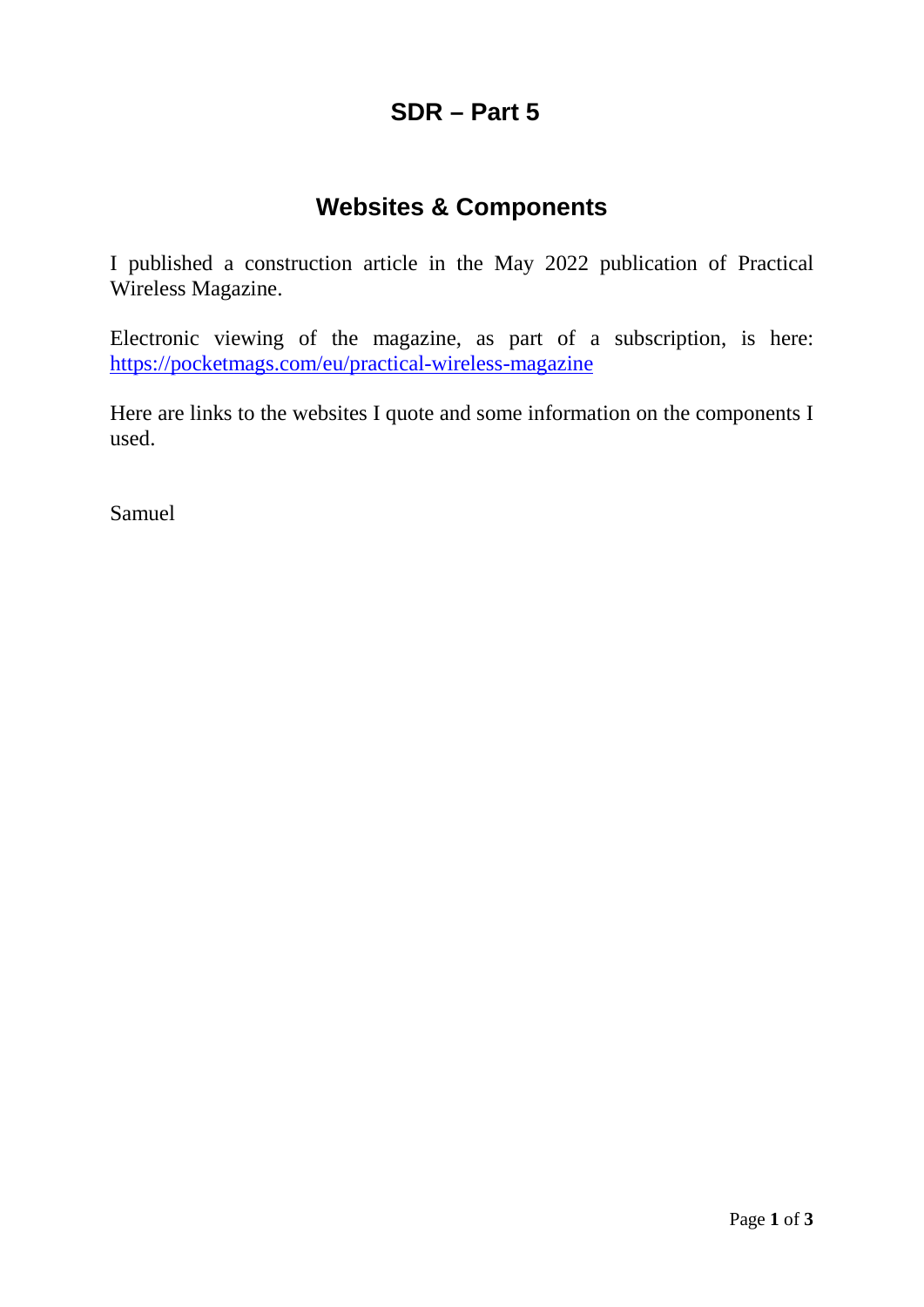# SDR – Part 5

## Websites & Components

I published a construction article in the May 2022 publication of Practical Wireless Magazine.

Electronic viewing of the magazine, as part of a subscription, is here: [https://pocketmags.com/eu/practical-wireless-magazine](https://pocketmags.com/eu/practical-wireless-magazine)

Here are links to the websites I quote and some information on the components I used.

Samuel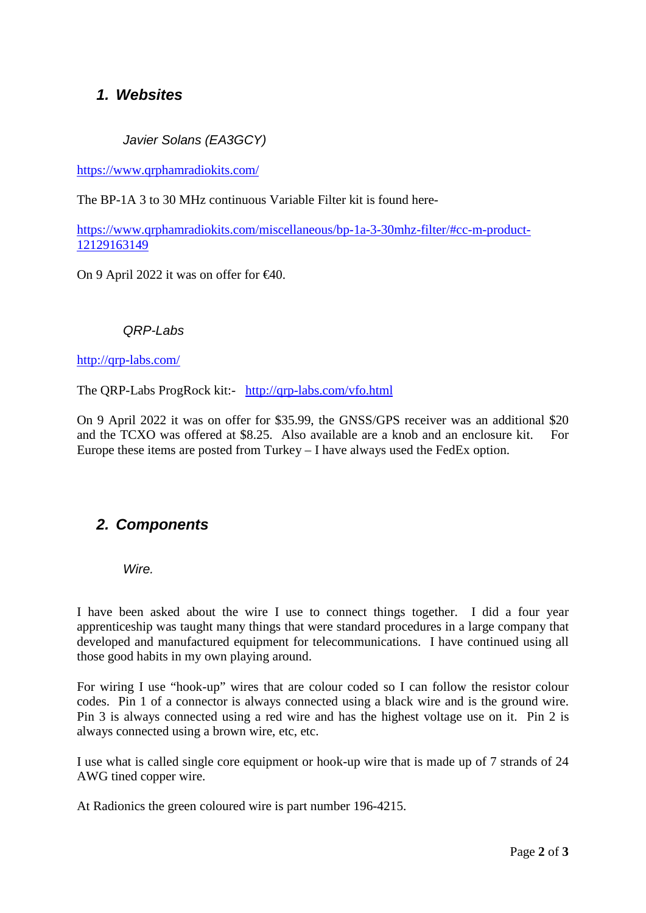## 1. Websites

### *Javier Solans (EA3GCY)*

https://www.qrphamradiokits.com/

The BP-1A 3 to 30 MHz continuous Variable Filter kit is found here-

https://www.qrphamradiokits.com/miscellaneous/bp-1a-3-30mhz-filter/#cc-m-product-12129163149

On 9 April 2022 it was on offer for €40.

### *QRP-Labs*

http://qrp-labs.com/

The QRP-Labs ProgRock kit:- http://qrp-labs.com/vfo.html

On 9 April 2022 it was on offer for $35.99, the GNSS/GPS receiver was an additional $20 and the TCXO was offered at $8.25. Also available are a knob and an enclosure kit. For Europe these items are posted from Turkey – I have always used the FedEx option.

## 2. Components

### *Wire.*

I have been asked about the wire I use to connect things together. I did a four year apprenticeship was taught many things that were standard procedures in a large company that developed and manufactured equipment for telecommunications. I have continued using all those good habits in my own playing around.

For wiring I use "hook-up" wires that are colour coded so I can follow the resistor colour codes. Pin 1 of a connector is always connected using a black wire and is the ground wire. Pin 3 is always connected using a red wire and has the highest voltage use on it. Pin 2 is always connected using a brown wire, etc, etc.

I use what is called single core equipment or hook-up wire that is made up of 7 strands of 24 AWG tined copper wire.

At Radionics the green coloured wire is part number 196-4215.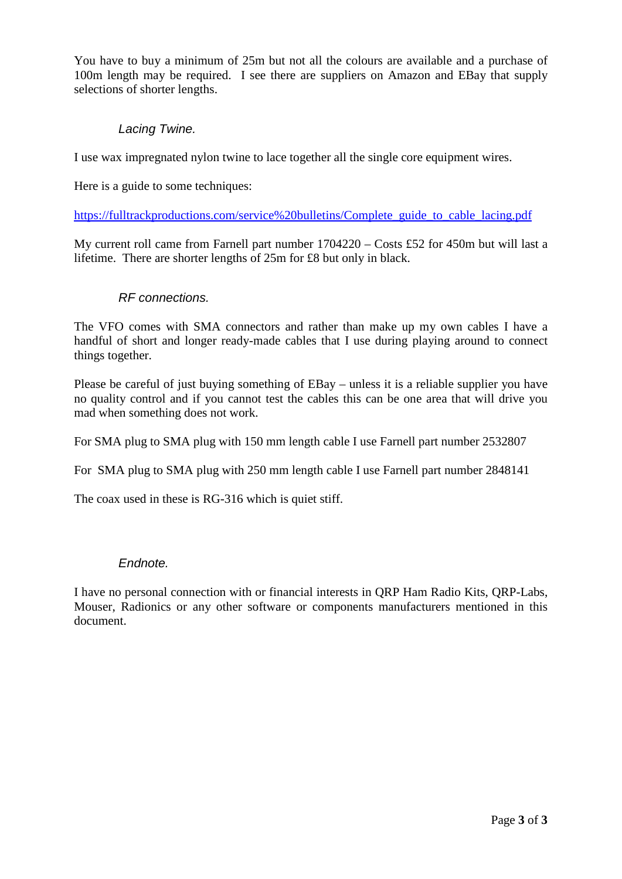You have to buy a minimum of 25m but not all the colours are available and a purchase of 100m length may be required.  I see there are suppliers on Amazon and EBay that supply selections of shorter lengths.

### *Lacing Twine.*

I use wax impregnated nylon twine to lace together all the single core equipment wires.

Here is a guide to some techniques:

https://fulltrackproductions.com/service%20bulletins/Complete_guide_to_cable_lacing.pdf

My current roll came from Farnell part number 1704220 – Costs £52 for 450m but will last a lifetime.  There are shorter lengths of 25m for £8 but only in black.

### *RF connections.*

The VFO comes with SMA connectors and rather than make up my own cables I have a handful of short and longer ready-made cables that I use during playing around to connect things together.

Please be careful of just buying something of EBay – unless it is a reliable supplier you have no quality control and if you cannot test the cables this can be one area that will drive you mad when something does not work.

For SMA plug to SMA plug with 150 mm length cable I use Farnell part number 2532807

For  SMA plug to SMA plug with 250 mm length cable I use Farnell part number 2848141

The coax used in these is RG-316 which is quiet stiff.

### *Endnote.*

I have no personal connection with or financial interests in QRP Ham Radio Kits, QRP-Labs, Mouser, Radionics or any other software or components manufacturers mentioned in this document.